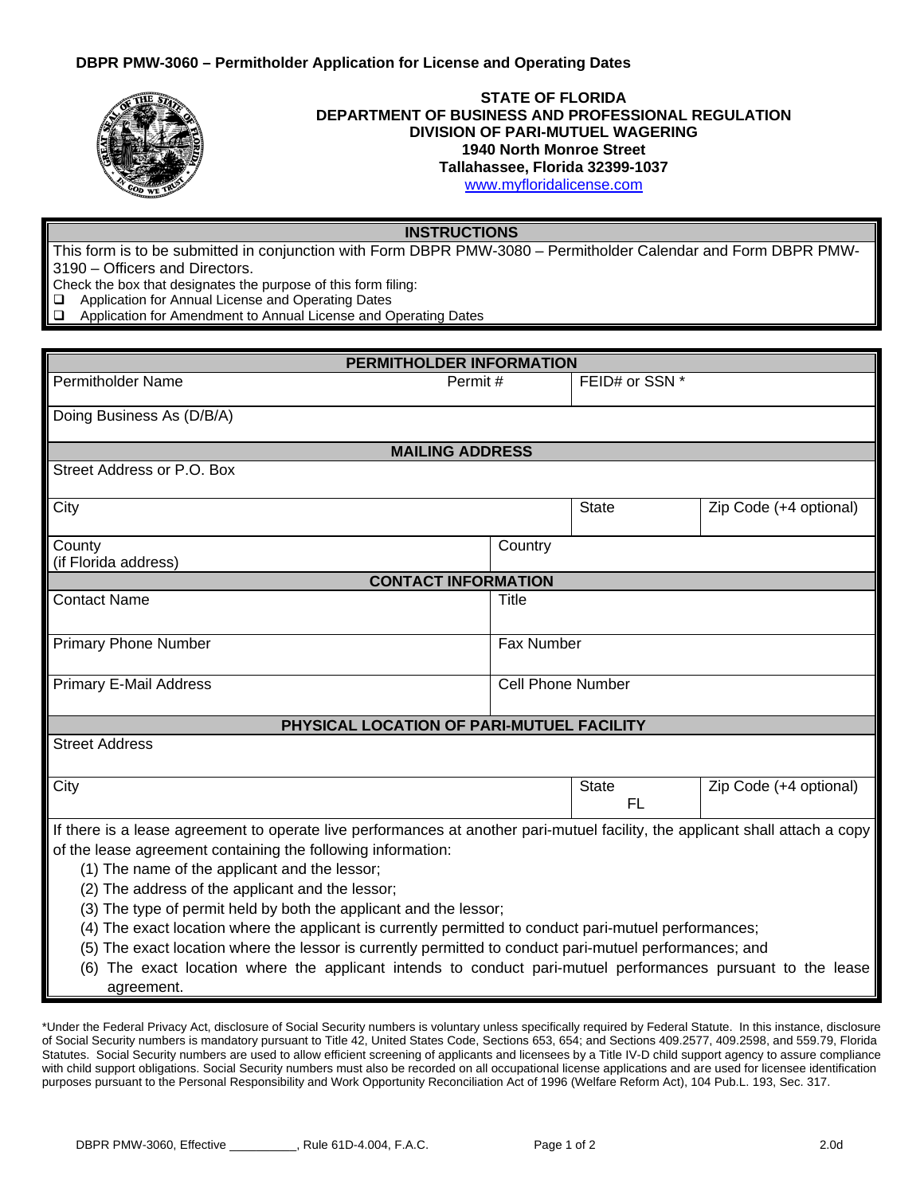**DBPR PMW-3060 – Permitholder Application for License and Operating Dates**

**STATE OF FLORIDA**
**DEPARTMENT OF BUSINESS AND PROFESSIONAL REGULATION**
**DIVISION OF PARI-MUTUEL WAGERING**
**1940 North Monroe Street**
**Tallahassee, Florida 32399-1037**
www.myfloridalicense.com

## INSTRUCTIONS

This form is to be submitted in conjunction with Form DBPR PMW-3080 – Permitholder Calendar and Form DBPR PMW-3190 – Officers and Directors.

Check the box that designates the purpose of this form filing:

- ☐ Application for Annual License and Operating Dates
- ☐ Application for Amendment to Annual License and Operating Dates

## PERMITHOLDER INFORMATION

| Permitholder Name | Permit # | FEID# or SSN * |
|---|---|---|
| | | |

| Doing Business As (D/B/A) |
|---|
| |

## MAILING ADDRESS

| Street Address or P.O. Box | | |
|---|---|---|
| **City** | **State** | **Zip Code (+4 optional)** |
| **County (if Florida address)** | **Country** | |

## CONTACT INFORMATION

| Contact Name | Title |
|---|---|
| **Primary Phone Number** | **Fax Number** |
| **Primary E-Mail Address** | **Cell Phone Number** |

## PHYSICAL LOCATION OF PARI-MUTUEL FACILITY

| Street Address | | |
|---|---|---|
| **City** | **State** FL | **Zip Code (+4 optional)** |

If there is a lease agreement to operate live performances at another pari-mutuel facility, the applicant shall attach a copy of the lease agreement containing the following information:

(1) The name of the applicant and the lessor;
(2) The address of the applicant and the lessor;
(3) The type of permit held by both the applicant and the lessor;
(4) The exact location where the applicant is currently permitted to conduct pari-mutuel performances;
(5) The exact location where the lessor is currently permitted to conduct pari-mutuel performances; and
(6) The exact location where the applicant intends to conduct pari-mutuel performances pursuant to the lease agreement.

*Under the Federal Privacy Act, disclosure of Social Security numbers is voluntary unless specifically required by Federal Statute. In this instance, disclosure of Social Security numbers is mandatory pursuant to Title 42, United States Code, Sections 653, 654; and Sections 409.2577, 409.2598, and 559.79, Florida Statutes. Social Security numbers are used to allow efficient screening of applicants and licensees by a Title IV-D child support agency to assure compliance with child support obligations. Social Security numbers must also be recorded on all occupational license applications and are used for licensee identification purposes pursuant to the Personal Responsibility and Work Opportunity Reconciliation Act of 1996 (Welfare Reform Act), 104 Pub.L. 193, Sec. 317.

DBPR PMW-3060, Effective __________, Rule 61D-4.004, F.A.C. 2.0d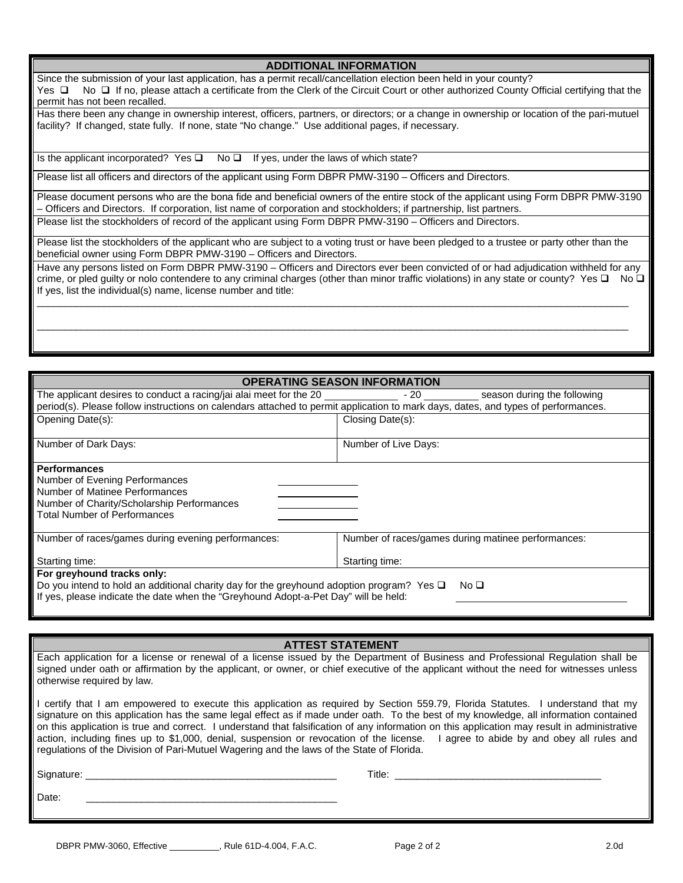## ADDITIONAL INFORMATION

Since the submission of your last application, has a permit recall/cancellation election been held in your county?
Yes ❑ No ❑ If no, please attach a certificate from the Clerk of the Circuit Court or other authorized County Official certifying that the permit has not been recalled.

Has there been any change in ownership interest, officers, partners, or directors; or a change in ownership or location of the pari-mutuel facility? If changed, state fully. If none, state "No change." Use additional pages, if necessary.

Is the applicant incorporated? Yes ❑ No ❑ If yes, under the laws of which state?

Please list all officers and directors of the applicant using Form DBPR PMW-3190 – Officers and Directors.

Please document persons who are the bona fide and beneficial owners of the entire stock of the applicant using Form DBPR PMW-3190 – Officers and Directors. If corporation, list name of corporation and stockholders; if partnership, list partners.

Please list the stockholders of record of the applicant using Form DBPR PMW-3190 – Officers and Directors.

Please list the stockholders of the applicant who are subject to a voting trust or have been pledged to a trustee or party other than the beneficial owner using Form DBPR PMW-3190 – Officers and Directors.

Have any persons listed on Form DBPR PMW-3190 – Officers and Directors ever been convicted of or had adjudication withheld for any crime, or pled guilty or nolo contendere to any criminal charges (other than minor traffic violations) in any state or county? Yes ❑ No ❑
If yes, list the individual(s) name, license number and title:

______________________________________________________________________________________________________

______________________________________________________________________________________________________

## OPERATING SEASON INFORMATION

The applicant desires to conduct a racing/jai alai meet for the 20 ____________ - 20 _________ season during the following period(s). Please follow instructions on calendars attached to permit application to mark days, dates, and types of performances.

| | |
|---|---|
| Opening Date(s): | Closing Date(s): |
| Number of Dark Days: | Number of Live Days: |

**Performances**
Number of Evening Performances ____________
Number of Matinee Performances ____________
Number of Charity/Scholarship Performances ____________
Total Number of Performances ____________

| | |
|---|---|
| Number of races/games during evening performances: | Number of races/games during matinee performances: |
| Starting time: | Starting time: |

**For greyhound tracks only:**
Do you intend to hold an additional charity day for the greyhound adoption program? Yes ❑ No ❑
If yes, please indicate the date when the "Greyhound Adopt-a-Pet Day" will be held: ____________________________

## ATTEST STATEMENT

Each application for a license or renewal of a license issued by the Department of Business and Professional Regulation shall be signed under oath or affirmation by the applicant, or owner, or chief executive of the applicant without the need for witnesses unless otherwise required by law.

I certify that I am empowered to execute this application as required by Section 559.79, Florida Statutes. I understand that my signature on this application has the same legal effect as if made under oath. To the best of my knowledge, all information contained on this application is true and correct. I understand that falsification of any information on this application may result in administrative action, including fines up to $1,000, denial, suspension or revocation of the license. I agree to abide by and obey all rules and regulations of the Division of Pari-Mutuel Wagering and the laws of the State of Florida.

Signature: _____________________________________________ Title: _____________________________________

Date: _____________________________________________

DBPR PMW-3060, Effective __________, Rule 61D-4.004, F.A.C. 2.0d